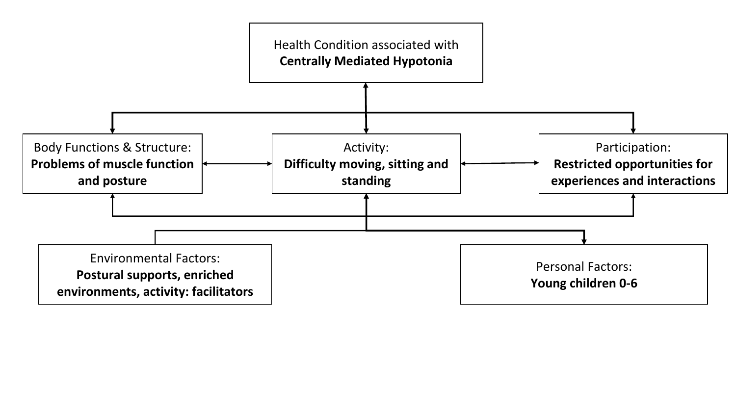Health Condition associated with **Centrally Mediated Hypotonia**

Body Functions & Structure: **Problems of muscle function and posture**

Activity: **Difficulty moving, sitting and standing**

Participation: **Restricted opportunities for experiences and interactions**

Environmental Factors: **Postural supports, enriched environments, activity: facilitators**

Personal Factors: **Young children 0-6**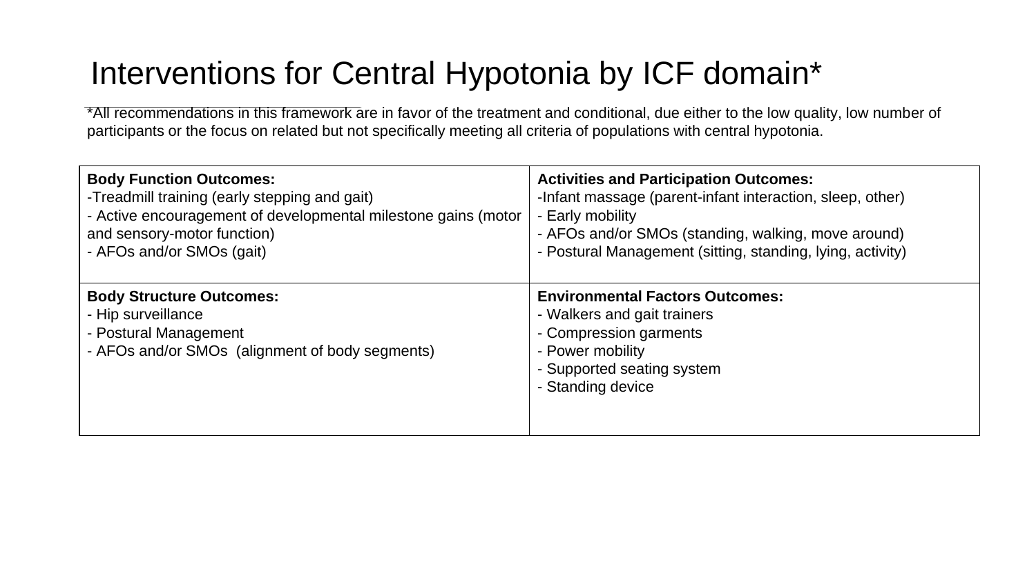# Interventions for Central Hypotonia by ICF domain*

*All recommendations in this framework are in favor of the treatment and conditional, due either to the low quality, low number of participants or the focus on related but not specifically meeting all criteria of populations with central hypotonia.

| **Body Function Outcomes:**<br>-Treadmill training (early stepping and gait)<br>- Active encouragement of developmental milestone gains (motor and sensory-motor function)<br>- AFOs and/or SMOs (gait) | **Activities and Participation Outcomes:**<br>-Infant massage (parent-infant interaction, sleep, other)<br>- Early mobility<br>- AFOs and/or SMOs (standing, walking, move around)<br>- Postural Management (sitting, standing, lying, activity) |
|---|---|
| **Body Structure Outcomes:**<br>- Hip surveillance<br>- Postural Management<br>- AFOs and/or SMOs (alignment of body segments) | **Environmental Factors Outcomes:**<br>- Walkers and gait trainers<br>- Compression garments<br>- Power mobility<br>- Supported seating system<br>- Standing device |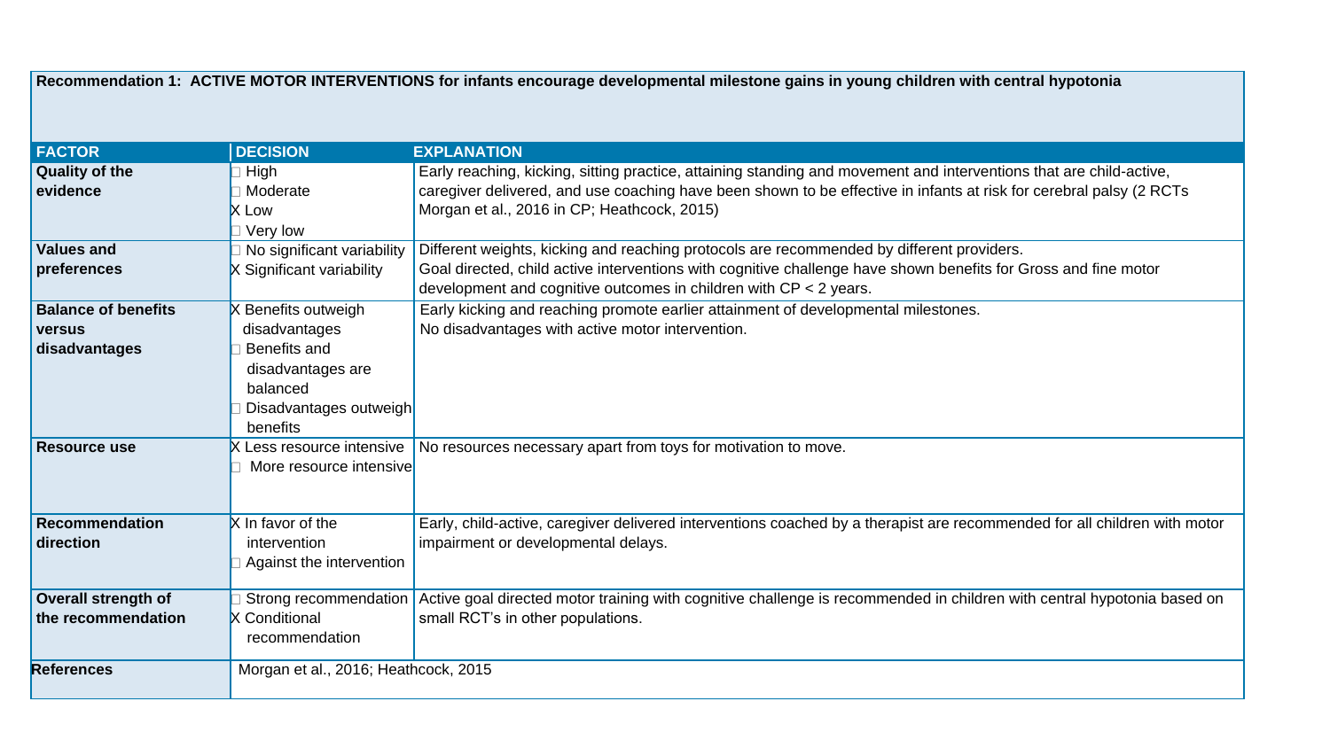| **Recommendation 1: ACTIVE MOTOR INTERVENTIONS for infants encourage developmental milestone gains in young children with central hypotonia** | | |
|---|---|---|
| **FACTOR** | **DECISION** | **EXPLANATION** |
| **Quality of the evidence** | ☐ High<br>☐ Moderate<br>X Low<br>☐ Very low | Early reaching, kicking, sitting practice, attaining standing and movement and interventions that are child-active, caregiver delivered, and use coaching have been shown to be effective in infants at risk for cerebral palsy (2 RCTs Morgan et al., 2016 in CP; Heathcock, 2015) |
| **Values and preferences** | ☐ No significant variability<br>X Significant variability | Different weights, kicking and reaching protocols are recommended by different providers.<br>Goal directed, child active interventions with cognitive challenge have shown benefits for Gross and fine motor development and cognitive outcomes in children with CP < 2 years. |
| **Balance of benefits versus disadvantages** | X Benefits outweigh disadvantages<br>☐ Benefits and disadvantages are balanced<br>☐ Disadvantages outweigh benefits | Early kicking and reaching promote earlier attainment of developmental milestones.<br>No disadvantages with active motor intervention. |
| **Resource use** | X Less resource intensive<br>☐ More resource intensive | No resources necessary apart from toys for motivation to move. |
| **Recommendation direction** | X In favor of the intervention<br>☐ Against the intervention | Early, child-active, caregiver delivered interventions coached by a therapist are recommended for all children with motor impairment or developmental delays. |
| **Overall strength of the recommendation** | ☐ Strong recommendation<br>X Conditional recommendation | Active goal directed motor training with cognitive challenge is recommended in children with central hypotonia based on small RCT's in other populations. |
| **References** | Morgan et al., 2016; Heathcock, 2015 | |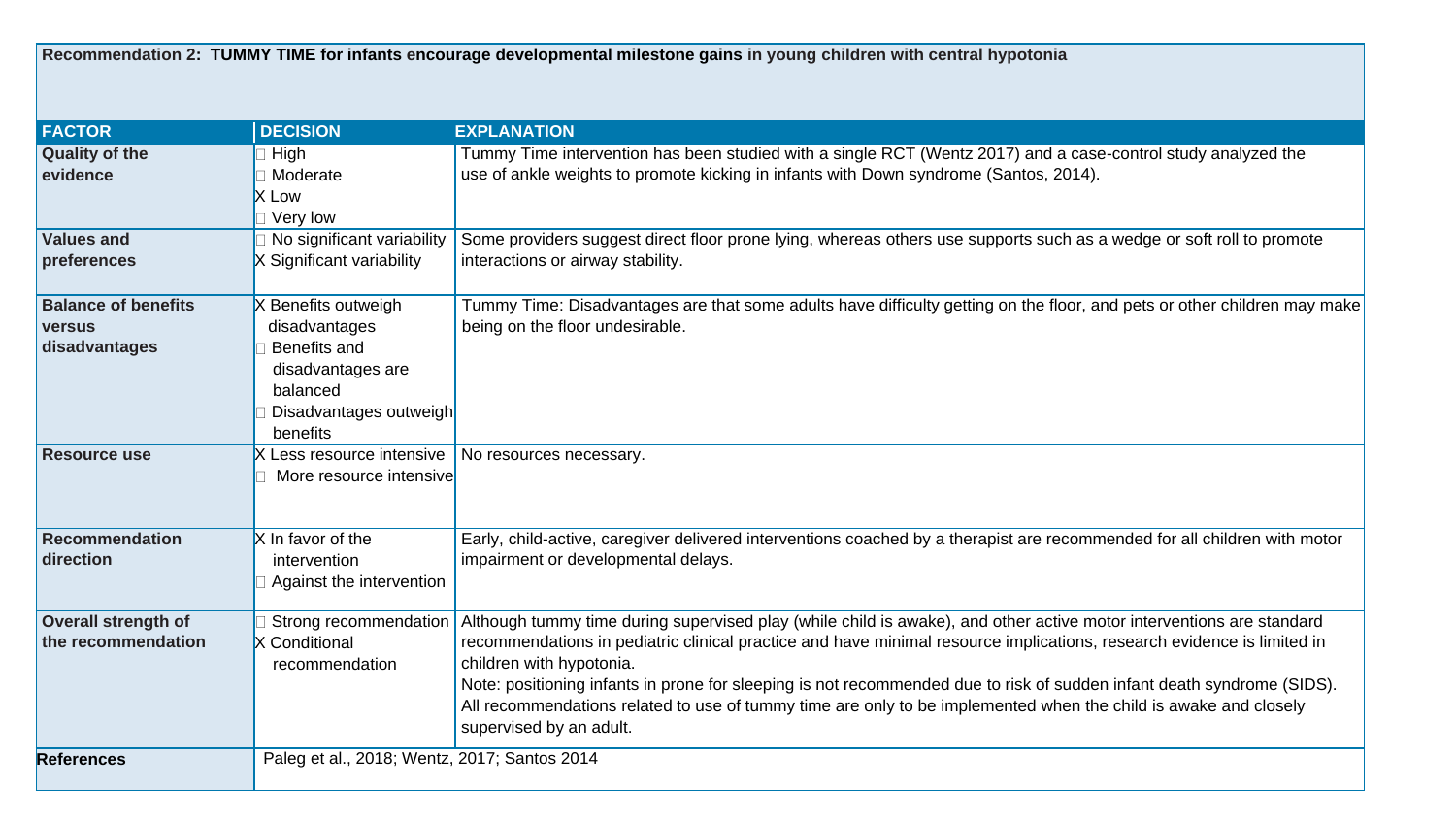| **Recommendation 2: TUMMY TIME for infants encourage developmental milestone gains in young children with central hypotonia** | | |
|---|---|---|
| **FACTOR** | **DECISION** | **EXPLANATION** |
| **Quality of the evidence** | □ High<br>□ Moderate<br>X Low<br>□ Very low | Tummy Time intervention has been studied with a single RCT (Wentz 2017) and a case-control study analyzed the use of ankle weights to promote kicking in infants with Down syndrome (Santos, 2014). |
| **Values and preferences** | □ No significant variability<br>X Significant variability | Some providers suggest direct floor prone lying, whereas others use supports such as a wedge or soft roll to promote interactions or airway stability. |
| **Balance of benefits versus disadvantages** | X Benefits outweigh disadvantages<br>□ Benefits and disadvantages are balanced<br>□ Disadvantages outweigh benefits | Tummy Time: Disadvantages are that some adults have difficulty getting on the floor, and pets or other children may make being on the floor undesirable. |
| **Resource use** | X Less resource intensive<br>□ More resource intensive | No resources necessary. |
| **Recommendation direction** | X In favor of the intervention<br>□ Against the intervention | Early, child-active, caregiver delivered interventions coached by a therapist are recommended for all children with motor impairment or developmental delays. |
| **Overall strength of the recommendation** | □ Strong recommendation<br>X Conditional recommendation | Although tummy time during supervised play (while child is awake), and other active motor interventions are standard recommendations in pediatric clinical practice and have minimal resource implications, research evidence is limited in children with hypotonia.<br>Note: positioning infants in prone for sleeping is not recommended due to risk of sudden infant death syndrome (SIDS). All recommendations related to use of tummy time are only to be implemented when the child is awake and closely supervised by an adult. |
| **References** | Paleg et al., 2018; Wentz, 2017; Santos 2014 | |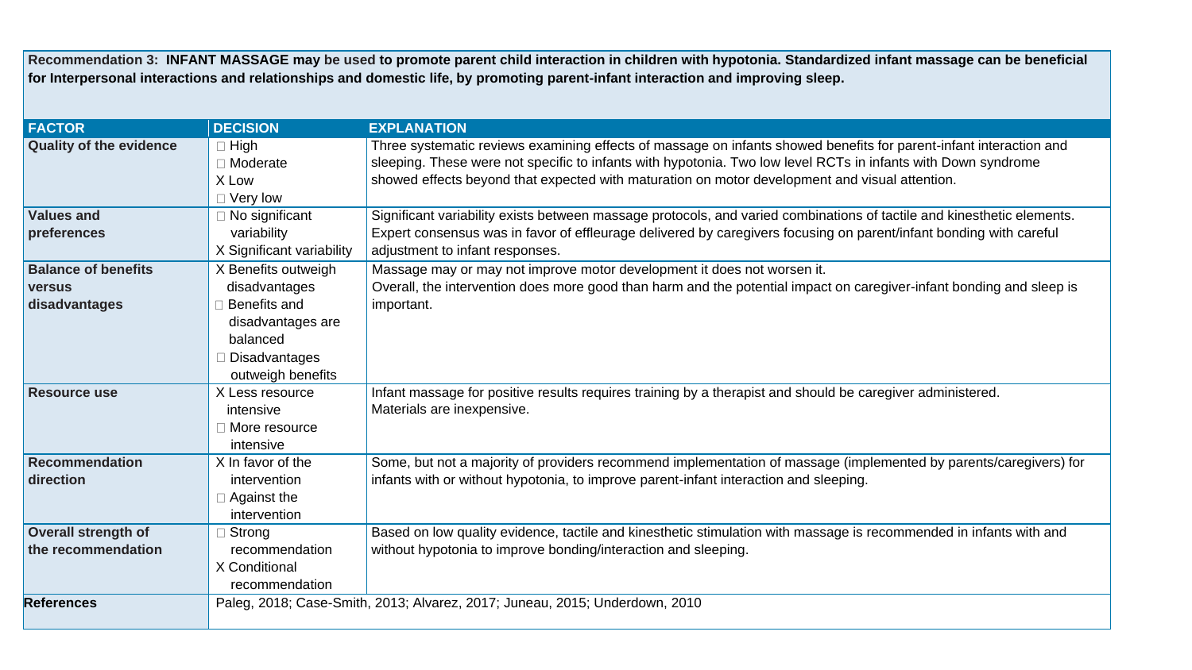**Recommendation 3: INFANT MASSAGE may be used to promote parent child interaction in children with hypotonia. Standardized infant massage can be beneficial for Interpersonal interactions and relationships and domestic life, by promoting parent-infant interaction and improving sleep.**

| FACTOR | DECISION | EXPLANATION |
|---|---|---|
| **Quality of the evidence** | □ High<br>□ Moderate<br>X Low<br>□ Very low | Three systematic reviews examining effects of massage on infants showed benefits for parent-infant interaction and sleeping. These were not specific to infants with hypotonia. Two low level RCTs in infants with Down syndrome showed effects beyond that expected with maturation on motor development and visual attention. |
| **Values and preferences** | □ No significant variability<br>X Significant variability | Significant variability exists between massage protocols, and varied combinations of tactile and kinesthetic elements. Expert consensus was in favor of effleurage delivered by caregivers focusing on parent/infant bonding with careful adjustment to infant responses. |
| **Balance of benefits versus disadvantages** | X Benefits outweigh disadvantages<br>□ Benefits and disadvantages are balanced<br>□ Disadvantages outweigh benefits | Massage may or may not improve motor development it does not worsen it.<br>Overall, the intervention does more good than harm and the potential impact on caregiver-infant bonding and sleep is important. |
| **Resource use** | X Less resource intensive<br>□ More resource intensive | Infant massage for positive results requires training by a therapist and should be caregiver administered.<br>Materials are inexpensive. |
| **Recommendation direction** | X In favor of the intervention<br>□ Against the intervention | Some, but not a majority of providers recommend implementation of massage (implemented by parents/caregivers) for infants with or without hypotonia, to improve parent-infant interaction and sleeping. |
| **Overall strength of the recommendation** | □ Strong recommendation<br>X Conditional recommendation | Based on low quality evidence, tactile and kinesthetic stimulation with massage is recommended in infants with and without hypotonia to improve bonding/interaction and sleeping. |
| **References** | Paleg, 2018; Case-Smith, 2013; Alvarez, 2017; Juneau, 2015; Underdown, 2010 | |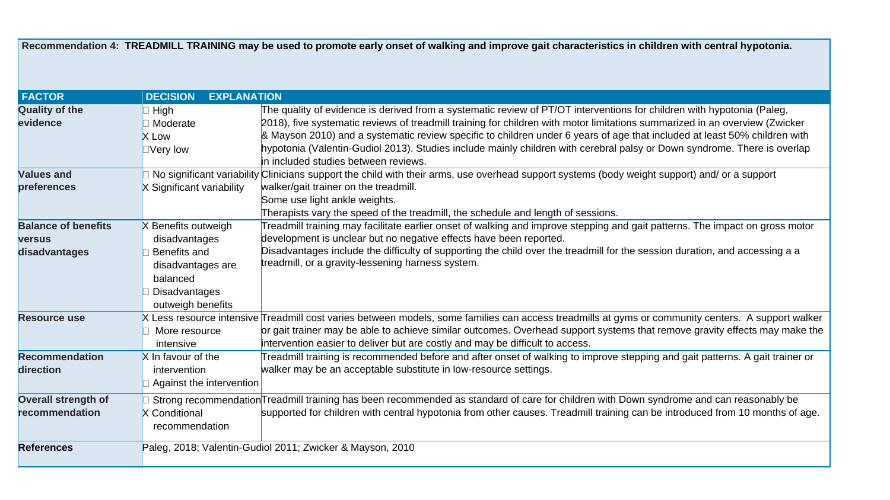**Recommendation 4: TREADMILL TRAINING may be used to promote early onset of walking and improve gait characteristics in children with central hypotonia.**

| FACTOR | DECISION | EXPLANATION |
|---|---|---|
| **Quality of the evidence** | □ High<br>□ Moderate<br>X Low<br>□Very low | The quality of evidence is derived from a systematic review of PT/OT interventions for children with hypotonia (Paleg, 2018), five systematic reviews of treadmill training for children with motor limitations summarized in an overview (Zwicker & Mayson 2010) and a systematic review specific to children under 6 years of age that included at least 50% children with hypotonia (Valentin-Gudiol 2013). Studies include mainly children with cerebral palsy or Down syndrome. There is overlap in included studies between reviews. |
| **Values and preferences** | □ No significant variability<br>X Significant variability | Clinicians support the child with their arms, use overhead support systems (body weight support) and/ or a support walker/gait trainer on the treadmill.<br>Some use light ankle weights.<br>Therapists vary the speed of the treadmill, the schedule and length of sessions. |
| **Balance of benefits versus disadvantages** | X Benefits outweigh disadvantages<br>□ Benefits and disadvantages are balanced<br>□ Disadvantages outweigh benefits | Treadmill training may facilitate earlier onset of walking and improve stepping and gait patterns. The impact on gross motor development is unclear but no negative effects have been reported.<br>Disadvantages include the difficulty of supporting the child over the treadmill for the session duration, and accessing a a treadmill, or a gravity-lessening harness system. |
| **Resource use** | X Less resource intensive<br>□ More resource intensive | Treadmill cost varies between models, some families can access treadmills at gyms or community centers. A support walker or gait trainer may be able to achieve similar outcomes. Overhead support systems that remove gravity effects may make the intervention easier to deliver but are costly and may be difficult to access. |
| **Recommendation direction** | X In favour of the intervention<br>□ Against the intervention | Treadmill training is recommended before and after onset of walking to improve stepping and gait patterns. A gait trainer or walker may be an acceptable substitute in low-resource settings. |
| **Overall strength of recommendation** | □ Strong recommendation<br>X Conditional recommendation | Treadmill training has been recommended as standard of care for children with Down syndrome and can reasonably be supported for children with central hypotonia from other causes. Treadmill training can be introduced from 10 months of age. |
| **References** | Paleg, 2018; Valentin-Gudiol 2011; Zwicker & Mayson, 2010 | |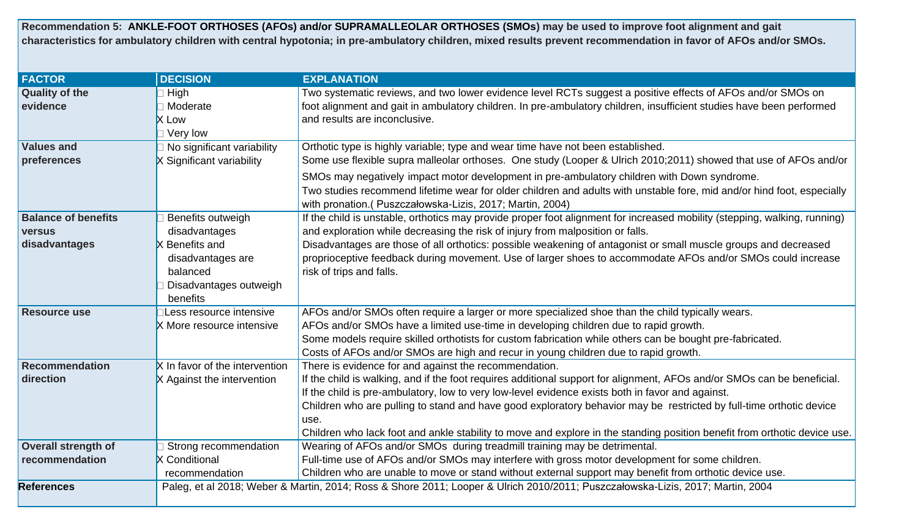**Recommendation 5: ANKLE-FOOT ORTHOSES (AFOs) and/or SUPRAMALLEOLAR ORTHOSES (SMOs) may be used to improve foot alignment and gait characteristics for ambulatory children with central hypotonia; in pre-ambulatory children, mixed results prevent recommendation in favor of AFOs and/or SMOs.**

| FACTOR | DECISION | EXPLANATION |
|---|---|---|
| **Quality of the evidence** | □ High<br>□ Moderate<br>X Low<br>□ Very low | Two systematic reviews, and two lower evidence level RCTs suggest a positive effects of AFOs and/or SMOs on foot alignment and gait in ambulatory children. In pre-ambulatory children, insufficient studies have been performed and results are inconclusive. |
| **Values and preferences** | □ No significant variability<br>X Significant variability | Orthotic type is highly variable; type and wear time have not been established.<br>Some use flexible supra malleolar orthoses. One study (Looper & Ulrich 2010;2011) showed that use of AFOs and/or SMOs may negatively impact motor development in pre-ambulatory children with Down syndrome.<br>Two studies recommend lifetime wear for older children and adults with unstable fore, mid and/or hind foot, especially with pronation.( Puszczałowska-Lizis, 2017; Martin, 2004) |
| **Balance of benefits versus disadvantages** | □ Benefits outweigh disadvantages<br>X Benefits and disadvantages are balanced<br>□ Disadvantages outweigh benefits | If the child is unstable, orthotics may provide proper foot alignment for increased mobility (stepping, walking, running) and exploration while decreasing the risk of injury from malposition or falls.<br>Disadvantages are those of all orthotics: possible weakening of antagonist or small muscle groups and decreased proprioceptive feedback during movement. Use of larger shoes to accommodate AFOs and/or SMOs could increase risk of trips and falls. |
| **Resource use** | □ Less resource intensive<br>X More resource intensive | AFOs and/or SMOs often require a larger or more specialized shoe than the child typically wears.<br>AFOs and/or SMOs have a limited use-time in developing children due to rapid growth.<br>Some models require skilled orthotists for custom fabrication while others can be bought pre-fabricated.<br>Costs of AFOs and/or SMOs are high and recur in young children due to rapid growth. |
| **Recommendation direction** | X In favor of the intervention<br>X Against the intervention | There is evidence for and against the recommendation.<br>If the child is walking, and if the foot requires additional support for alignment, AFOs and/or SMOs can be beneficial.<br>If the child is pre-ambulatory, low to very low-level evidence exists both in favor and against.<br>Children who are pulling to stand and have good exploratory behavior may be restricted by full-time orthotic device use.<br>Children who lack foot and ankle stability to move and explore in the standing position benefit from orthotic device use. |
| **Overall strength of recommendation** | □ Strong recommendation<br>X Conditional recommendation | Wearing of AFOs and/or SMOs during treadmill training may be detrimental.<br>Full-time use of AFOs and/or SMOs may interfere with gross motor development for some children.<br>Children who are unable to move or stand without external support may benefit from orthotic device use. |
| **References** | Paleg, et al 2018; Weber & Martin, 2014; Ross & Shore 2011; Looper & Ulrich 2010/2011; Puszczałowska-Lizis, 2017; Martin, 2004 | |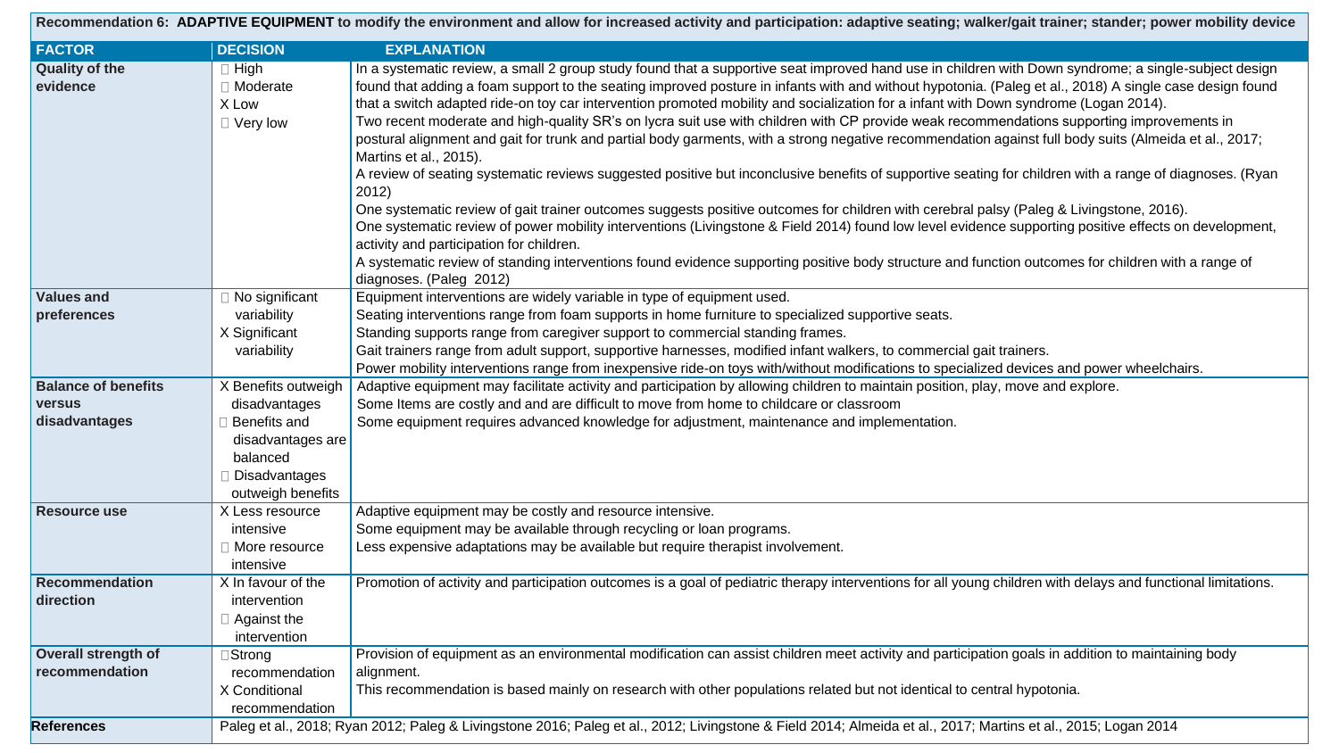| Recommendation 6: ADAPTIVE EQUIPMENT to modify the environment and allow for increased activity and participation: adaptive seating; walker/gait trainer; stander; power mobility device | | |
|---|---|---|
| **FACTOR** | **DECISION** | **EXPLANATION** |
| **Quality of the evidence** | ☐ High<br>☐ Moderate<br>X Low<br>☐ Very low | In a systematic review, a small 2 group study found that a supportive seat improved hand use in children with Down syndrome; a single-subject design found that adding a foam support to the seating improved posture in infants with and without hypotonia. (Paleg et al., 2018) A single case design found that a switch adapted ride-on toy car intervention promoted mobility and socialization for a infant with Down syndrome (Logan 2014).<br>Two recent moderate and high-quality SR's on lycra suit use with children with CP provide weak recommendations supporting improvements in postural alignment and gait for trunk and partial body garments, with a strong negative recommendation against full body suits (Almeida et al., 2017; Martins et al., 2015).<br>A review of seating systematic reviews suggested positive but inconclusive benefits of supportive seating for children with a range of diagnoses. (Ryan 2012)<br>One systematic review of gait trainer outcomes suggests positive outcomes for children with cerebral palsy (Paleg & Livingstone, 2016).<br>One systematic review of power mobility interventions (Livingstone & Field 2014) found low level evidence supporting positive effects on development, activity and participation for children.<br>A systematic review of standing interventions found evidence supporting positive body structure and function outcomes for children with a range of diagnoses. (Paleg 2012) |
| **Values and preferences** | ☐ No significant variability<br>X Significant variability | Equipment interventions are widely variable in type of equipment used.<br>Seating interventions range from foam supports in home furniture to specialized supportive seats.<br>Standing supports range from caregiver support to commercial standing frames.<br>Gait trainers range from adult support, supportive harnesses, modified infant walkers, to commercial gait trainers.<br>Power mobility interventions range from inexpensive ride-on toys with/without modifications to specialized devices and power wheelchairs. |
| **Balance of benefits versus disadvantages** | X Benefits outweigh disadvantages<br>☐ Benefits and disadvantages are balanced<br>☐ Disadvantages outweigh benefits | Adaptive equipment may facilitate activity and participation by allowing children to maintain position, play, move and explore.<br>Some Items are costly and and are difficult to move from home to childcare or classroom<br>Some equipment requires advanced knowledge for adjustment, maintenance and implementation. |
| **Resource use** | X Less resource intensive<br>☐ More resource intensive | Adaptive equipment may be costly and resource intensive.<br>Some equipment may be available through recycling or loan programs.<br>Less expensive adaptations may be available but require therapist involvement. |
| **Recommendation direction** | X In favour of the intervention<br>☐ Against the intervention | Promotion of activity and participation outcomes is a goal of pediatric therapy interventions for all young children with delays and functional limitations. |
| **Overall strength of recommendation** | ☐Strong recommendation<br>X Conditional recommendation | Provision of equipment as an environmental modification can assist children meet activity and participation goals in addition to maintaining body alignment.<br>This recommendation is based mainly on research with other populations related but not identical to central hypotonia. |
| **References** | Paleg et al., 2018; Ryan 2012; Paleg & Livingstone 2016; Paleg et al., 2012; Livingstone & Field 2014; Almeida et al., 2017; Martins et al., 2015; Logan 2014 | |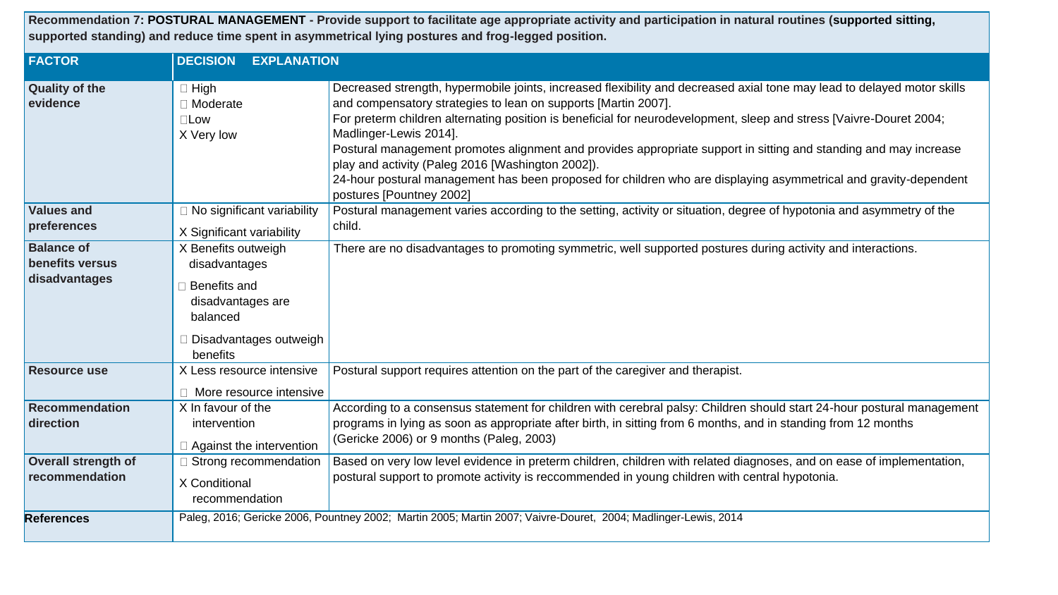**Recommendation 7: POSTURAL MANAGEMENT - Provide support to facilitate age appropriate activity and participation in natural routines (supported sitting, supported standing) and reduce time spent in asymmetrical lying postures and frog-legged position.**

| FACTOR | DECISION | EXPLANATION |
|---|---|---|
| **Quality of the evidence** | □ High<br>□ Moderate<br>□Low<br>X Very low | Decreased strength, hypermobile joints, increased flexibility and decreased axial tone may lead to delayed motor skills and compensatory strategies to lean on supports [Martin 2007].<br>For preterm children alternating position is beneficial for neurodevelopment, sleep and stress [Vaivre-Douret 2004; Madlinger-Lewis 2014].<br>Postural management promotes alignment and provides appropriate support in sitting and standing and may increase play and activity (Paleg 2016 [Washington 2002]).<br>24-hour postural management has been proposed for children who are displaying asymmetrical and gravity-dependent postures [Pountney 2002] |
| **Values and preferences** | □ No significant variability<br>X Significant variability | Postural management varies according to the setting, activity or situation, degree of hypotonia and asymmetry of the child. |
| **Balance of benefits versus disadvantages** | X Benefits outweigh disadvantages<br>□ Benefits and disadvantages are balanced<br>□ Disadvantages outweigh benefits | There are no disadvantages to promoting symmetric, well supported postures during activity and interactions. |
| **Resource use** | X Less resource intensive<br>□ More resource intensive | Postural support requires attention on the part of the caregiver and therapist. |
| **Recommendation direction** | X In favour of the intervention<br>□ Against the intervention | According to a consensus statement for children with cerebral palsy: Children should start 24-hour postural management programs in lying as soon as appropriate after birth, in sitting from 6 months, and in standing from 12 months (Gericke 2006) or 9 months (Paleg, 2003) |
| **Overall strength of recommendation** | □ Strong recommendation<br>X Conditional recommendation | Based on very low level evidence in preterm children, children with related diagnoses, and on ease of implementation, postural support to promote activity is reccommended in young children with central hypotonia. |
| **References** | Paleg, 2016; Gericke 2006, Pountney 2002; Martin 2005; Martin 2007; Vaivre-Douret, 2004; Madlinger-Lewis, 2014 | |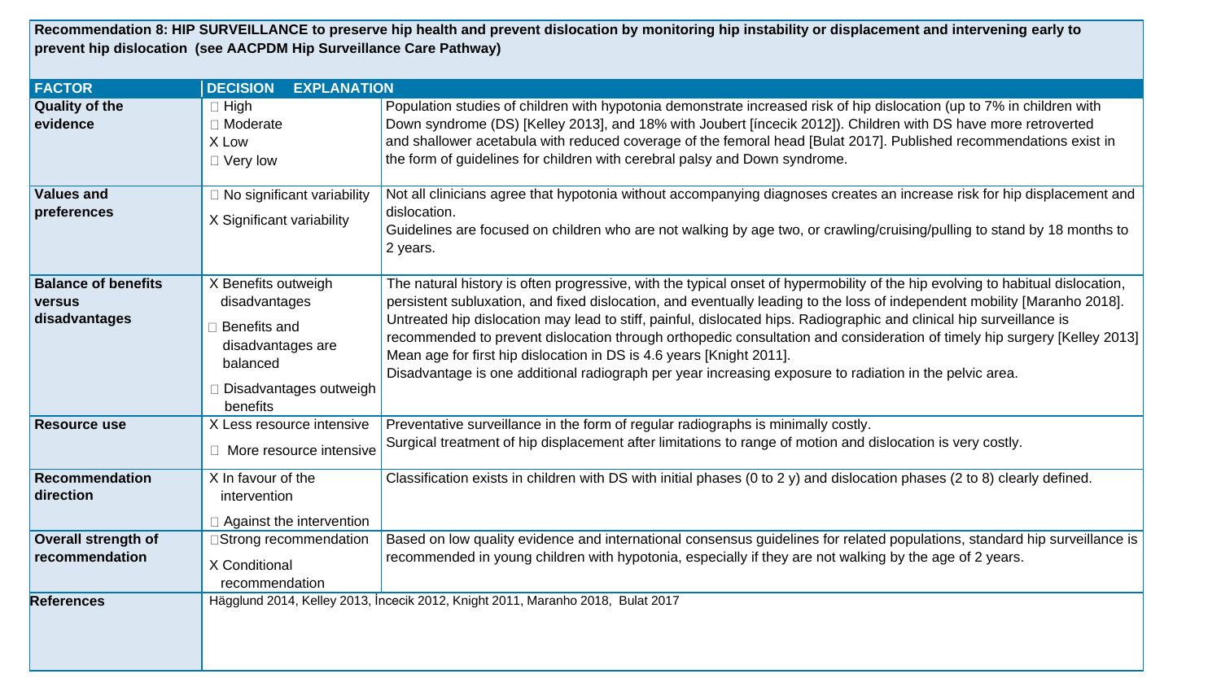**Recommendation 8: HIP SURVEILLANCE to preserve hip health and prevent dislocation by monitoring hip instability or displacement and intervening early to prevent hip dislocation (see AACPDM Hip Surveillance Care Pathway)**

| FACTOR | DECISION | EXPLANATION |
|---|---|---|
| **Quality of the evidence** | □ High<br>□ Moderate<br>X Low<br>□ Very low | Population studies of children with hypotonia demonstrate increased risk of hip dislocation (up to 7% in children with Down syndrome (DS) [Kelley 2013], and 18% with Joubert [íncecik 2012]). Children with DS have more retroverted and shallower acetabula with reduced coverage of the femoral head [Bulat 2017]. Published recommendations exist in the form of guidelines for children with cerebral palsy and Down syndrome. |
| **Values and preferences** | □ No significant variability<br>X Significant variability | Not all clinicians agree that hypotonia without accompanying diagnoses creates an increase risk for hip displacement and dislocation.<br>Guidelines are focused on children who are not walking by age two, or crawling/cruising/pulling to stand by 18 months to 2 years. |
| **Balance of benefits versus disadvantages** | X Benefits outweigh disadvantages<br>□ Benefits and disadvantages are balanced<br>□ Disadvantages outweigh benefits | The natural history is often progressive, with the typical onset of hypermobility of the hip evolving to habitual dislocation, persistent subluxation, and fixed dislocation, and eventually leading to the loss of independent mobility [Maranho 2018]. Untreated hip dislocation may lead to stiff, painful, dislocated hips. Radiographic and clinical hip surveillance is recommended to prevent dislocation through orthopedic consultation and consideration of timely hip surgery [Kelley 2013] Mean age for first hip dislocation in DS is 4.6 years [Knight 2011].<br>Disadvantage is one additional radiograph per year increasing exposure to radiation in the pelvic area. |
| **Resource use** | X Less resource intensive<br>□ More resource intensive | Preventative surveillance in the form of regular radiographs is minimally costly.<br>Surgical treatment of hip displacement after limitations to range of motion and dislocation is very costly. |
| **Recommendation direction** | X In favour of the intervention<br>□ Against the intervention | Classification exists in children with DS with initial phases (0 to 2 y) and dislocation phases (2 to 8) clearly defined. |
| **Overall strength of recommendation** | □Strong recommendation<br>X Conditional recommendation | Based on low quality evidence and international consensus guidelines for related populations, standard hip surveillance is recommended in young children with hypotonia, especially if they are not walking by the age of 2 years. |
| **References** | Hägglund 2014, Kelley 2013, İncecik 2012, Knight 2011, Maranho 2018, Bulat 2017 | |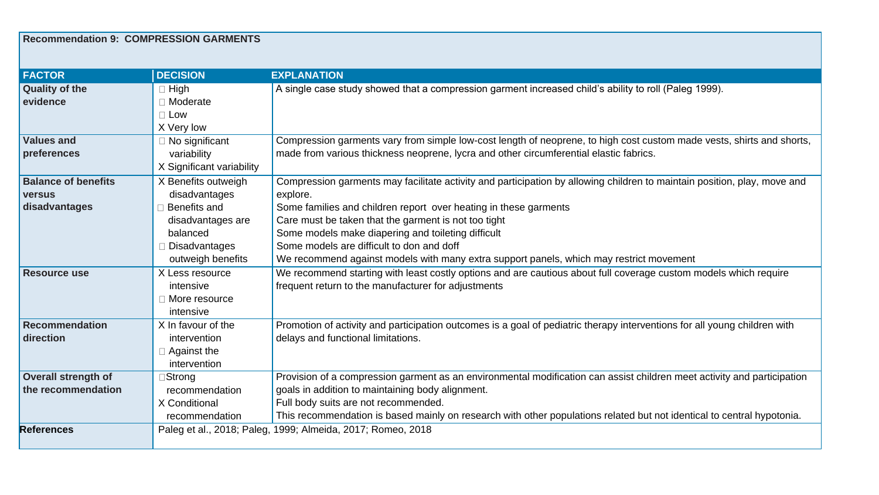| Recommendation 9: COMPRESSION GARMENTS | | |
|---|---|---|
| **FACTOR** | **DECISION** | **EXPLANATION** |
| **Quality of the evidence** | □ High<br>□ Moderate<br>□ Low<br>X Very low | A single case study showed that a compression garment increased child's ability to roll (Paleg 1999). |
| **Values and preferences** | □ No significant variability<br>X Significant variability | Compression garments vary from simple low-cost length of neoprene, to high cost custom made vests, shirts and shorts, made from various thickness neoprene, lycra and other circumferential elastic fabrics. |
| **Balance of benefits versus disadvantages** | X Benefits outweigh disadvantages<br>□ Benefits and disadvantages are balanced<br>□ Disadvantages outweigh benefits | Compression garments may facilitate activity and participation by allowing children to maintain position, play, move and explore.<br>Some families and children report over heating in these garments<br>Care must be taken that the garment is not too tight<br>Some models make diapering and toileting difficult<br>Some models are difficult to don and doff<br>We recommend against models with many extra support panels, which may restrict movement |
| **Resource use** | X Less resource intensive<br>□ More resource intensive | We recommend starting with least costly options and are cautious about full coverage custom models which require frequent return to the manufacturer for adjustments |
| **Recommendation direction** | X In favour of the intervention<br>□ Against the intervention | Promotion of activity and participation outcomes is a goal of pediatric therapy interventions for all young children with delays and functional limitations. |
| **Overall strength of the recommendation** | □Strong recommendation<br>X Conditional recommendation | Provision of a compression garment as an environmental modification can assist children meet activity and participation goals in addition to maintaining body alignment.<br>Full body suits are not recommended.<br>This recommendation is based mainly on research with other populations related but not identical to central hypotonia. |
| **References** | Paleg et al., 2018; Paleg, 1999; Almeida, 2017; Romeo, 2018 | |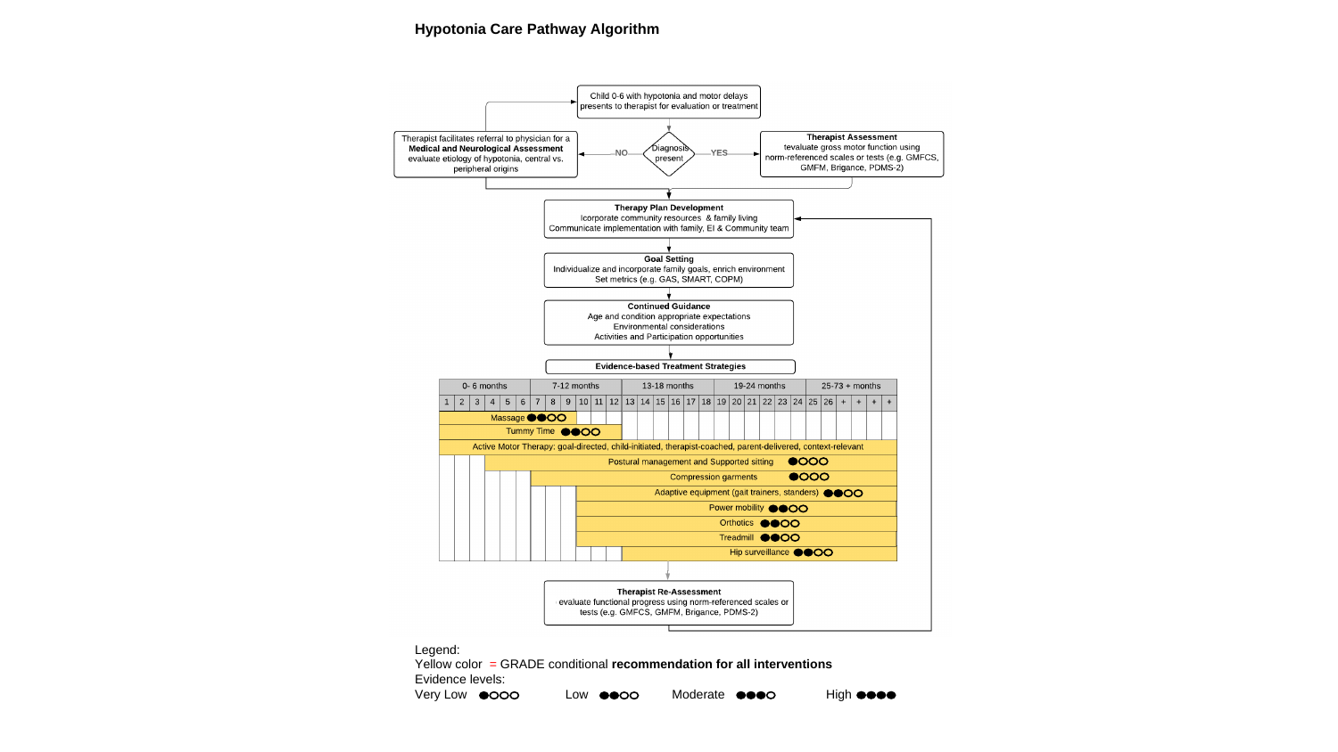# Hypotonia Care Pathway Algorithm

Child 0-6 with hypotonia and motor delays presents to therapist for evaluation or treatment

Diagnosis present

NO → Therapist facilitates referral to physician for a **Medical and Neurological Assessment** evaluate etiology of hypotonia, central vs. peripheral origins

YES → **Therapist Assessment** tevaluate gross motor function using norm-referenced scales or tests (e.g. GMFCS, GMFM, Brigance, PDMS-2)

**Therapy Plan Development**
Icorporate community resources & family living
Communicate implementation with family, EI & Community team

**Goal Setting**
Individualize and incorporate family goals, enrich environment
Set metrics (e.g. GAS, SMART, COPM)

**Continued Guidance**
Age and condition appropriate expectations
Environmental considerations
Activities and Participation opportunities

**Evidence-based Treatment Strategies**

| 0- 6 months | 7-12 months | 13-18 months | 19-24 months | 25-73 + months |
|---|---|---|---|---|
| Massage ●●○○ (months 1–9) | | | | |
| Tummy Time ●●○○ (months 1–12) | | | | |
| Active Motor Therapy: goal-directed, child-initiated, therapist-coached, parent-delivered, context-relevant (months 1–73+) | | | | |
| Postural management and Supported sitting ●○○○ (months 4–73+) | | | | |
| Compression garments ●○○○ (months 7–73+) | | | | |
| Adaptive equipment (gait trainers, standers) ●●○○ (months 10–73+) | | | | |
| Power mobility ●●○○ (months 10–73+) | | | | |
| Orthotics ●●○○ (months 10–73+) | | | | |
| Treadmill ●●○○ (months 10–73+) | | | | |
| Hip surveillance ●●○○ (months 13–73+) | | | | |

**Therapist Re-Assessment**
evaluate functional progress using norm-referenced scales or tests (e.g. GMFCS, GMFM, Brigance, PDMS-2)

Legend:
Yellow color = GRADE conditional **recommendation for all interventions**
Evidence levels:
Very Low ●○○○ Low ●●○○ Moderate ●●●○ High ●●●●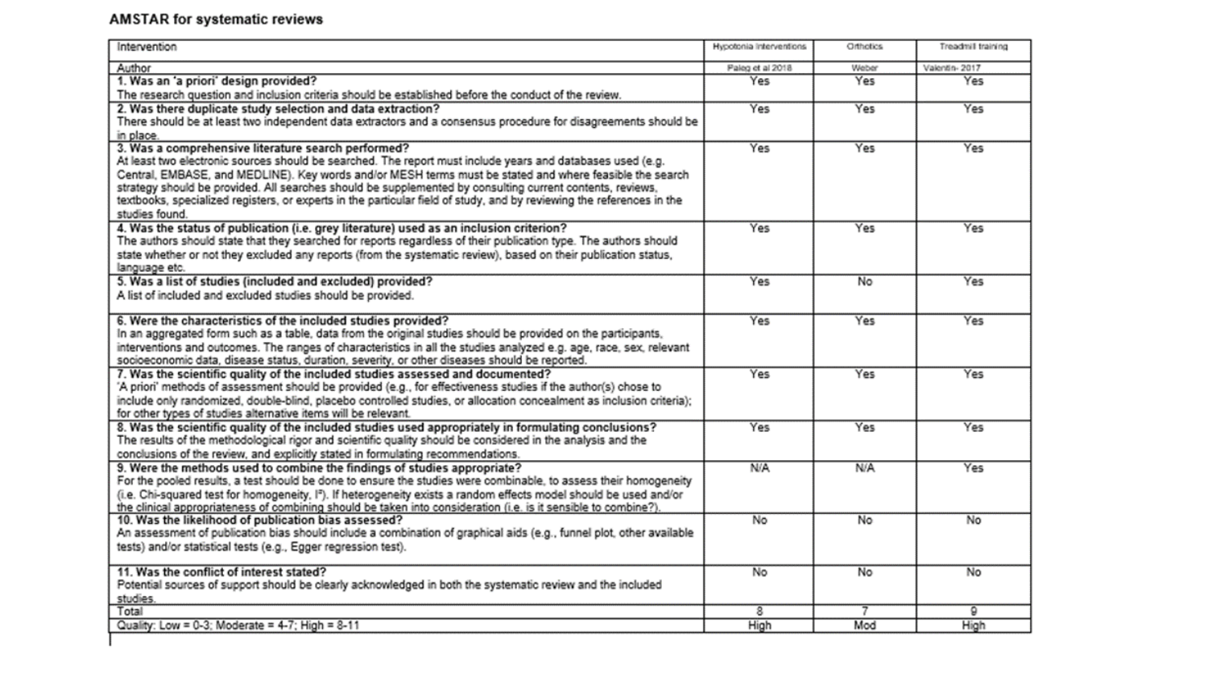**AMSTAR for systematic reviews**

| Intervention | Hypotonia Interventions | Orthotics | Treadmill training |
|---|---|---|---|
| Author | Paleg et al 2018 | Weber | Valentin- 2017 |
| **1. Was an 'a priori' design provided?** The research question and inclusion criteria should be established before the conduct of the review. | Yes | Yes | Yes |
| **2. Was there duplicate study selection and data extraction?** There should be at least two independent data extractors and a consensus procedure for disagreements should be in place. | Yes | Yes | Yes |
| **3. Was a comprehensive literature search performed?** At least two electronic sources should be searched. The report must include years and databases used (e.g. Central, EMBASE, and MEDLINE). Key words and/or MESH terms must be stated and where feasible the search strategy should be provided. All searches should be supplemented by consulting current contents, reviews, textbooks, specialized registers, or experts in the particular field of study, and by reviewing the references in the studies found. | Yes | Yes | Yes |
| **4. Was the status of publication (i.e. grey literature) used as an inclusion criterion?** The authors should state that they searched for reports regardless of their publication type. The authors should state whether or not they excluded any reports (from the systematic review), based on their publication status, language etc. | Yes | Yes | Yes |
| **5. Was a list of studies (included and excluded) provided?** A list of included and excluded studies should be provided. | Yes | No | Yes |
| **6. Were the characteristics of the included studies provided?** In an aggregated form such as a table, data from the original studies should be provided on the participants, interventions and outcomes. The ranges of characteristics in all the studies analyzed e.g. age, race, sex, relevant socioeconomic data, disease status, duration, severity, or other diseases should be reported. | Yes | Yes | Yes |
| **7. Was the scientific quality of the included studies assessed and documented?** 'A priori' methods of assessment should be provided (e.g., for effectiveness studies if the author(s) chose to include only randomized, double-blind, placebo controlled studies, or allocation concealment as inclusion criteria); for other types of studies alternative items will be relevant. | Yes | Yes | Yes |
| **8. Was the scientific quality of the included studies used appropriately in formulating conclusions?** The results of the methodological rigor and scientific quality should be considered in the analysis and the conclusions of the review, and explicitly stated in formulating recommendations. | Yes | Yes | Yes |
| **9. Were the methods used to combine the findings of studies appropriate?** For the pooled results, a test should be done to ensure the studies were combinable, to assess their homogeneity (i.e. Chi-squared test for homogeneity, $I^2$). If heterogeneity exists a random effects model should be used and/or the clinical appropriateness of combining should be taken into consideration (i.e. is it sensible to combine?). | N/A | N/A | Yes |
| **10. Was the likelihood of publication bias assessed?** An assessment of publication bias should include a combination of graphical aids (e.g., funnel plot, other available tests) and/or statistical tests (e.g., Egger regression test). | No | No | No |
| **11. Was the conflict of interest stated?** Potential sources of support should be clearly acknowledged in both the systematic review and the included studies. | No | No | No |
| Total | 8 | 7 | 9 |
| Quality: Low = 0-3; Moderate = 4-7; High = 8-11 | High | Mod | High |